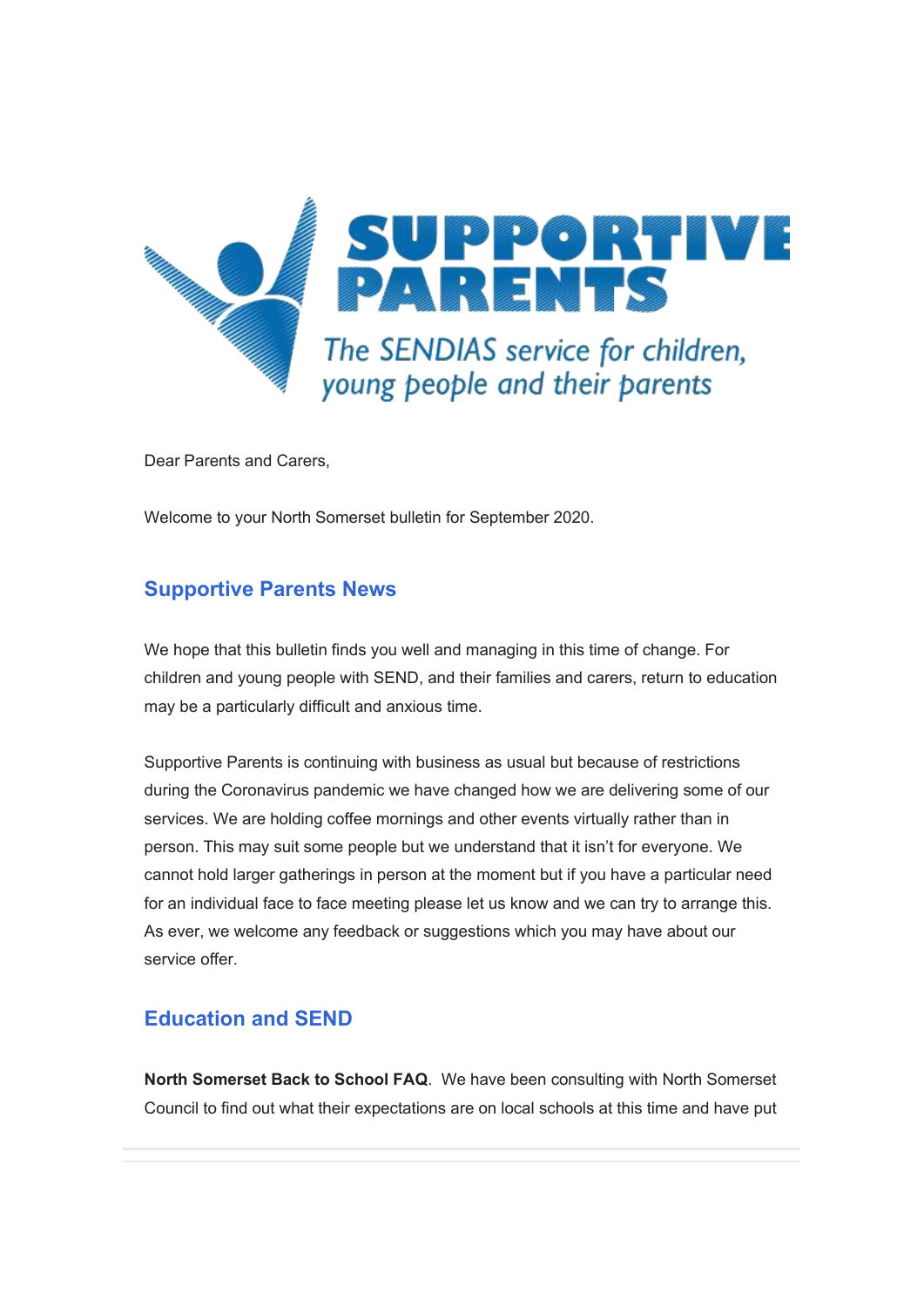SUPPORTIVE PARENTS

*The SENDIAS service for children, young people and their parents*

Dear Parents and Carers,

Welcome to your North Somerset bulletin for September 2020.

## Supportive Parents News

We hope that this bulletin finds you well and managing in this time of change. For children and young people with SEND, and their families and carers, return to education may be a particularly difficult and anxious time.

Supportive Parents is continuing with business as usual but because of restrictions during the Coronavirus pandemic we have changed how we are delivering some of our services. We are holding coffee mornings and other events virtually rather than in person. This may suit some people but we understand that it isn't for everyone. We cannot hold larger gatherings in person at the moment but if you have a particular need for an individual face to face meeting please let us know and we can try to arrange this. As ever, we welcome any feedback or suggestions which you may have about our service offer.

## Education and SEND

**North Somerset Back to School FAQ**. We have been consulting with North Somerset Council to find out what their expectations are on local schools at this time and have put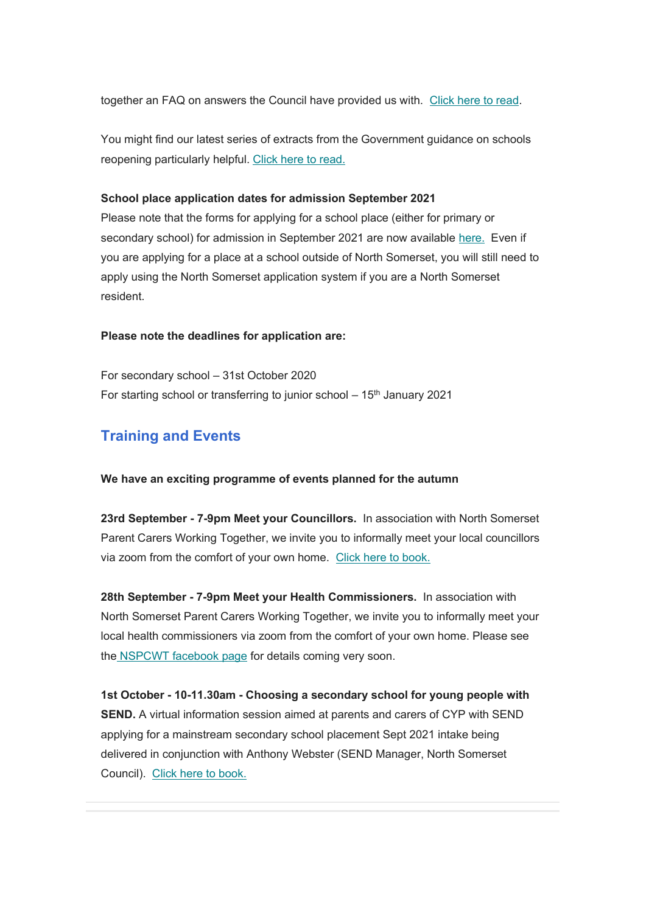together an FAQ on answers the Council have provided us with. Click here to read.

You might find our latest series of extracts from the Government guidance on schools reopening particularly helpful. Click here to read.

**School place application dates for admission September 2021**

Please note that the forms for applying for a school place (either for primary or secondary school) for admission in September 2021 are now available here. Even if you are applying for a place at a school outside of North Somerset, you will still need to apply using the North Somerset application system if you are a North Somerset resident.

**Please note the deadlines for application are:**

For secondary school – 31st October 2020

For starting school or transferring to junior school – 15th January 2021

## Training and Events

**We have an exciting programme of events planned for the autumn**

**23rd September - 7-9pm Meet your Councillors.** In association with North Somerset Parent Carers Working Together, we invite you to informally meet your local councillors via zoom from the comfort of your own home. Click here to book.

**28th September - 7-9pm Meet your Health Commissioners.** In association with North Somerset Parent Carers Working Together, we invite you to informally meet your local health commissioners via zoom from the comfort of your own home. Please see the NSPCWT facebook page for details coming very soon.

**1st October - 10-11.30am - Choosing a secondary school for young people with SEND.** A virtual information session aimed at parents and carers of CYP with SEND applying for a mainstream secondary school placement Sept 2021 intake being delivered in conjunction with Anthony Webster (SEND Manager, North Somerset Council). Click here to book.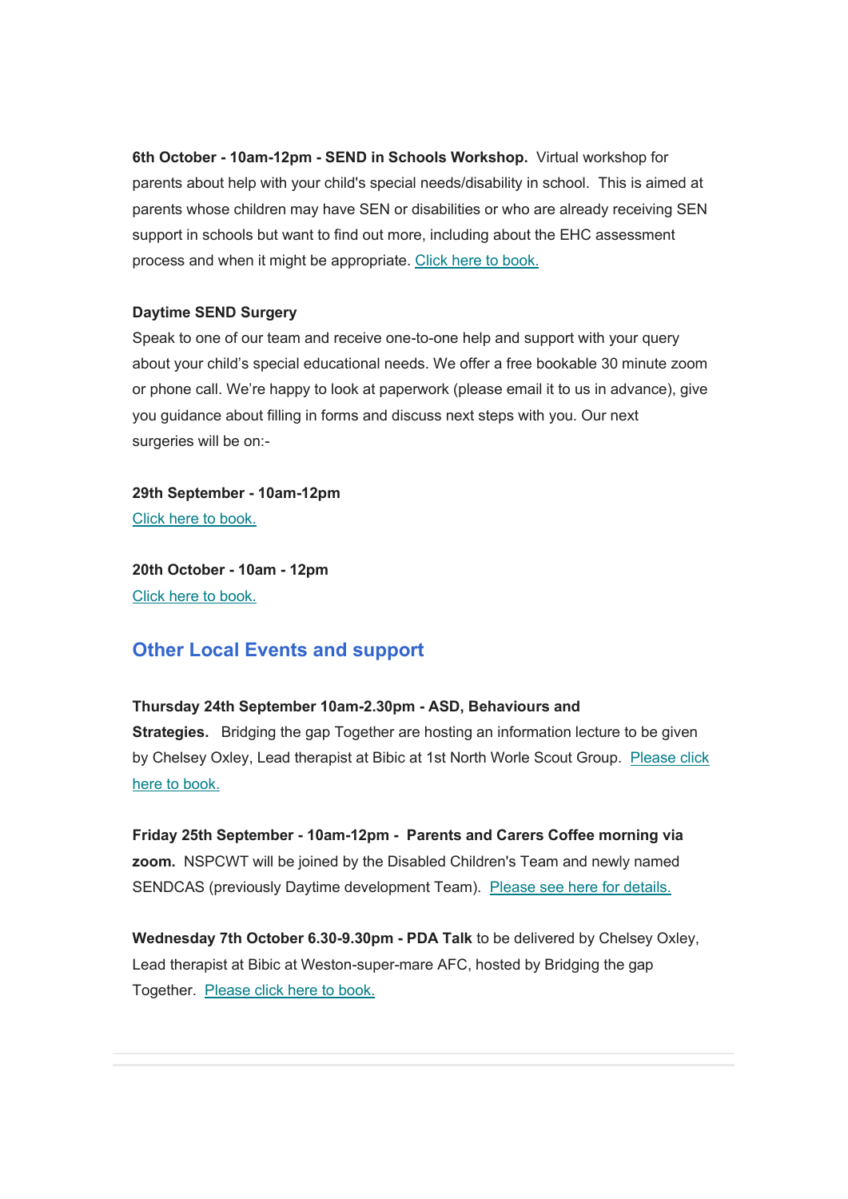**6th October - 10am-12pm - SEND in Schools Workshop.** Virtual workshop for parents about help with your child's special needs/disability in school. This is aimed at parents whose children may have SEN or disabilities or who are already receiving SEN support in schools but want to find out more, including about the EHC assessment process and when it might be appropriate. Click here to book.

**Daytime SEND Surgery**

Speak to one of our team and receive one-to-one help and support with your query about your child's special educational needs. We offer a free bookable 30 minute zoom or phone call. We're happy to look at paperwork (please email it to us in advance), give you guidance about filling in forms and discuss next steps with you. Our next surgeries will be on:-

**29th September - 10am-12pm**

Click here to book.

**20th October - 10am - 12pm**

Click here to book.

## Other Local Events and support

**Thursday 24th September 10am-2.30pm - ASD, Behaviours and Strategies.** Bridging the gap Together are hosting an information lecture to be given by Chelsey Oxley, Lead therapist at Bibic at 1st North Worle Scout Group. Please click here to book.

**Friday 25th September - 10am-12pm - Parents and Carers Coffee morning via zoom.** NSPCWT will be joined by the Disabled Children's Team and newly named SENDCAS (previously Daytime development Team). Please see here for details.

**Wednesday 7th October 6.30-9.30pm - PDA Talk** to be delivered by Chelsey Oxley, Lead therapist at Bibic at Weston-super-mare AFC, hosted by Bridging the gap Together. Please click here to book.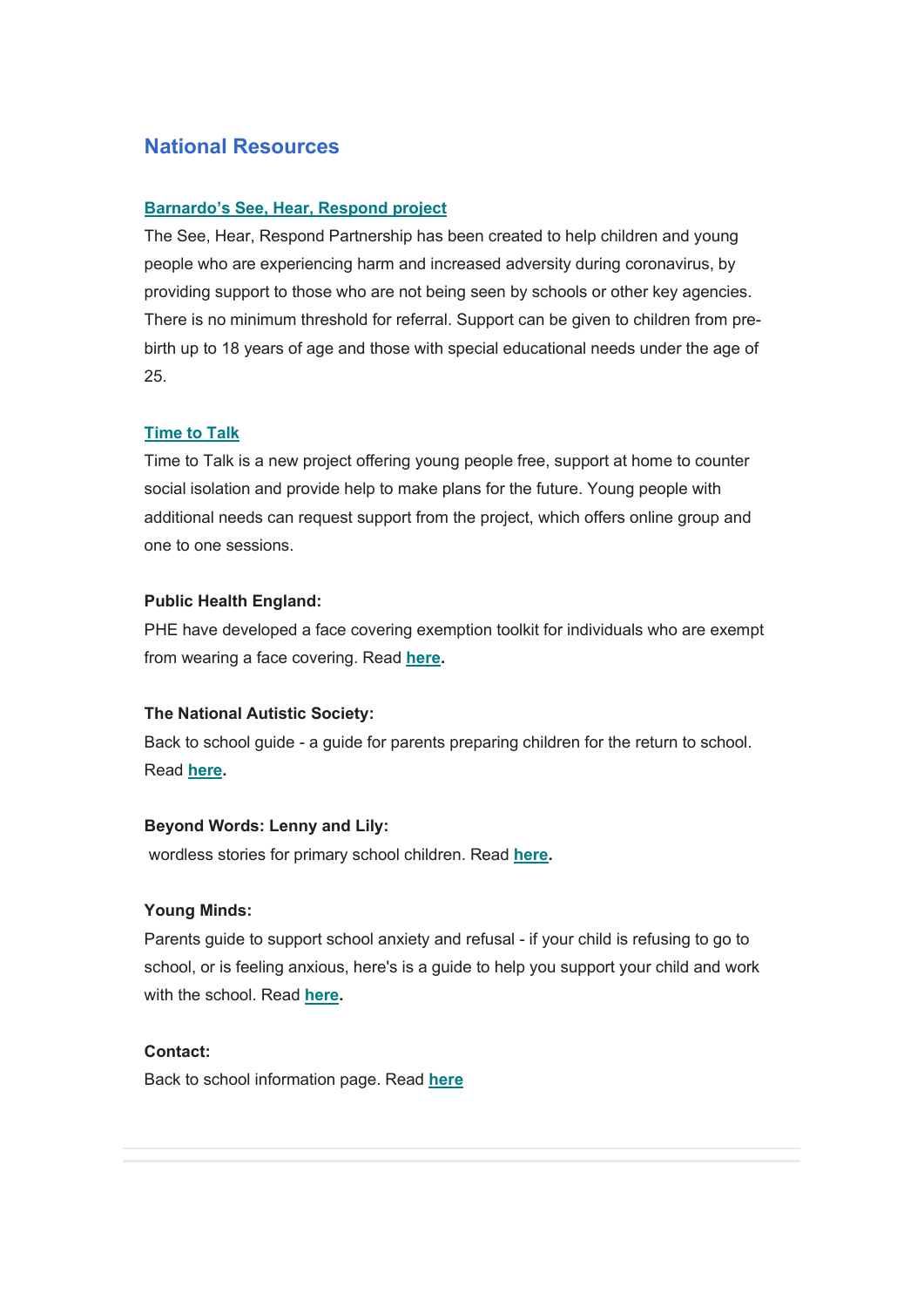## National Resources

**Barnardo’s See, Hear, Respond project**

The See, Hear, Respond Partnership has been created to help children and young people who are experiencing harm and increased adversity during coronavirus, by providing support to those who are not being seen by schools or other key agencies. There is no minimum threshold for referral. Support can be given to children from pre-birth up to 18 years of age and those with special educational needs under the age of 25.

**Time to Talk**

Time to Talk is a new project offering young people free, support at home to counter social isolation and provide help to make plans for the future. Young people with additional needs can request support from the project, which offers online group and one to one sessions.

**Public Health England:**

PHE have developed a face covering exemption toolkit for individuals who are exempt from wearing a face covering. Read **here.**

**The National Autistic Society:**

Back to school guide - a guide for parents preparing children for the return to school. Read **here.**

**Beyond Words: Lenny and Lily:**

wordless stories for primary school children. Read **here.**

**Young Minds:**

Parents guide to support school anxiety and refusal - if your child is refusing to go to school, or is feeling anxious, here's is a guide to help you support your child and work with the school. Read **here.**

**Contact:**

Back to school information page. Read **here**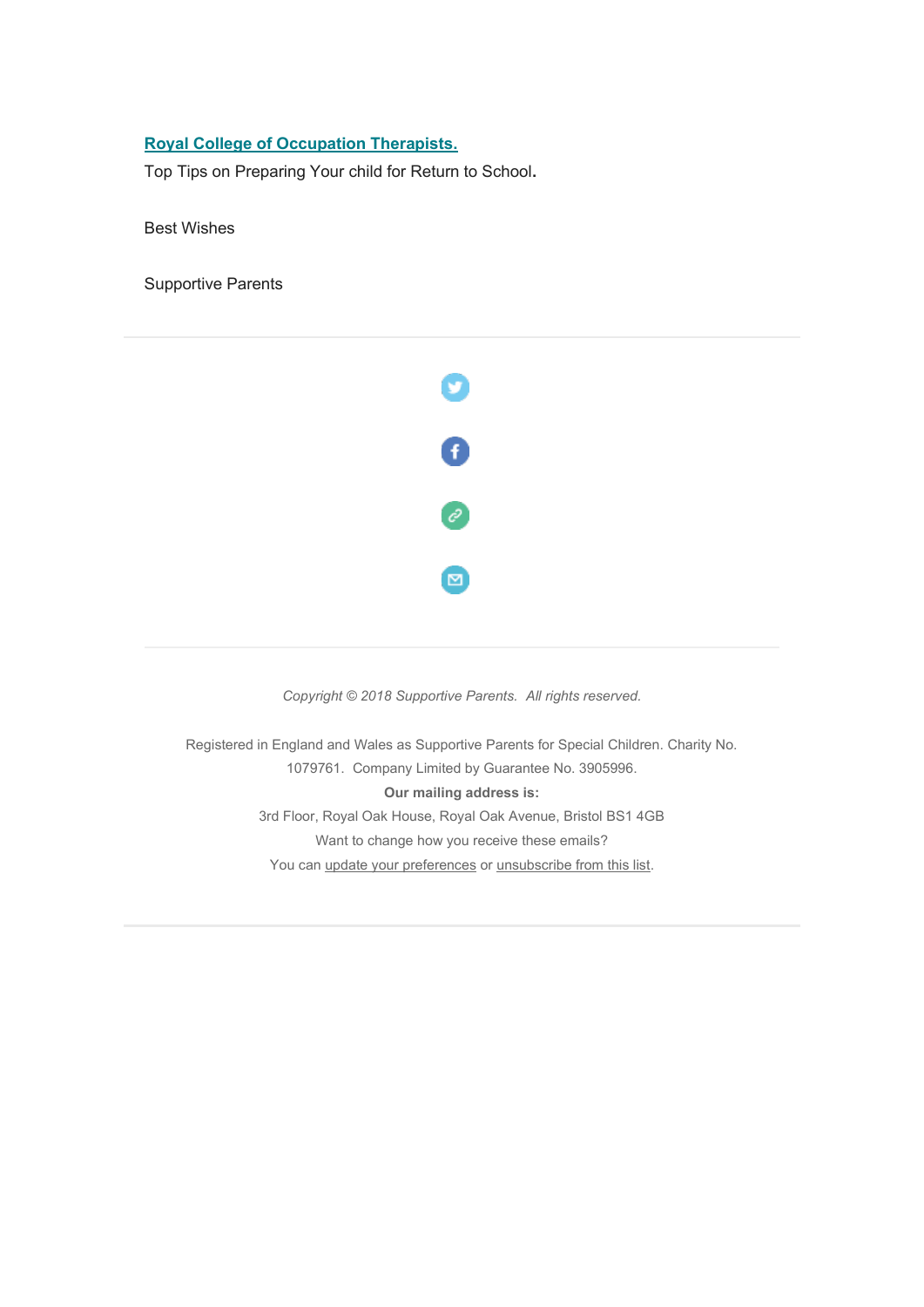**Royal College of Occupation Therapists.**

Top Tips on Preparing Your child for Return to School.

Best Wishes

Supportive Parents

---

*Copyright © 2018 Supportive Parents. All rights reserved.*

Registered in England and Wales as Supportive Parents for Special Children. Charity No. 1079761. Company Limited by Guarantee No. 3905996.

**Our mailing address is:**

3rd Floor, Royal Oak House, Royal Oak Avenue, Bristol BS1 4GB

Want to change how you receive these emails?

You can update your preferences or unsubscribe from this list.